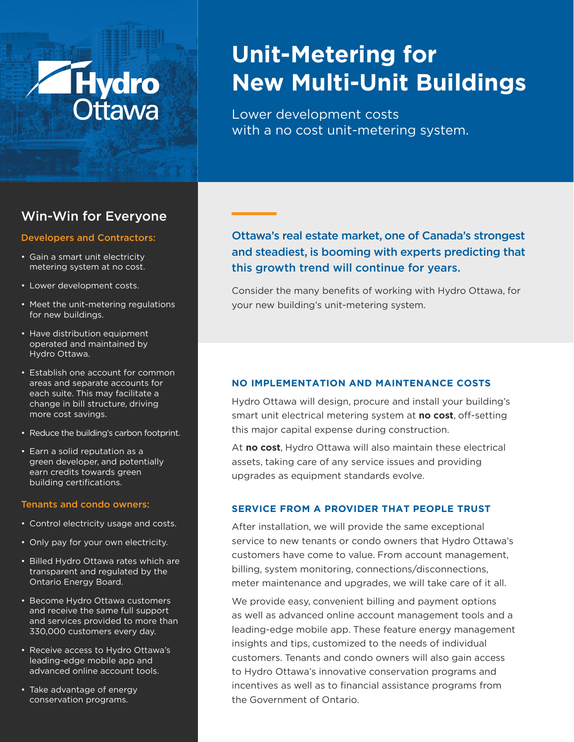Hydro Ottawa

# Unit-Metering for New Multi-Unit Buildings

Lower development costs with a no cost unit-metering system.

**Ottawa's real estate market, one of Canada's strongest and steadiest, is booming with experts predicting that this growth trend will continue for years.**

Consider the many benefits of working with Hydro Ottawa, for your new building's unit-metering system.

## NO IMPLEMENTATION AND MAINTENANCE COSTS

Hydro Ottawa will design, procure and install your building's smart unit electrical metering system at **no cost**, off-setting this major capital expense during construction.

At **no cost**, Hydro Ottawa will also maintain these electrical assets, taking care of any service issues and providing upgrades as equipment standards evolve.

## SERVICE FROM A PROVIDER THAT PEOPLE TRUST

After installation, we will provide the same exceptional service to new tenants or condo owners that Hydro Ottawa's customers have come to value. From account management, billing, system monitoring, connections/disconnections, meter maintenance and upgrades, we will take care of it all.

We provide easy, convenient billing and payment options as well as advanced online account management tools and a leading-edge mobile app. These feature energy management insights and tips, customized to the needs of individual customers. Tenants and condo owners will also gain access to Hydro Ottawa's innovative conservation programs and incentives as well as to financial assistance programs from the Government of Ontario.

## Win-Win for Everyone

### Developers and Contractors:

- Gain a smart unit electricity metering system at no cost.
- Lower development costs.
- Meet the unit-metering regulations for new buildings.
- Have distribution equipment operated and maintained by Hydro Ottawa.
- Establish one account for common areas and separate accounts for each suite. This may facilitate a change in bill structure, driving more cost savings.
- Reduce the building's carbon footprint.
- Earn a solid reputation as a green developer, and potentially earn credits towards green building certifications.

### Tenants and condo owners:

- Control electricity usage and costs.
- Only pay for your own electricity.
- Billed Hydro Ottawa rates which are transparent and regulated by the Ontario Energy Board.
- Become Hydro Ottawa customers and receive the same full support and services provided to more than 330,000 customers every day.
- Receive access to Hydro Ottawa's leading-edge mobile app and advanced online account tools.
- Take advantage of energy conservation programs.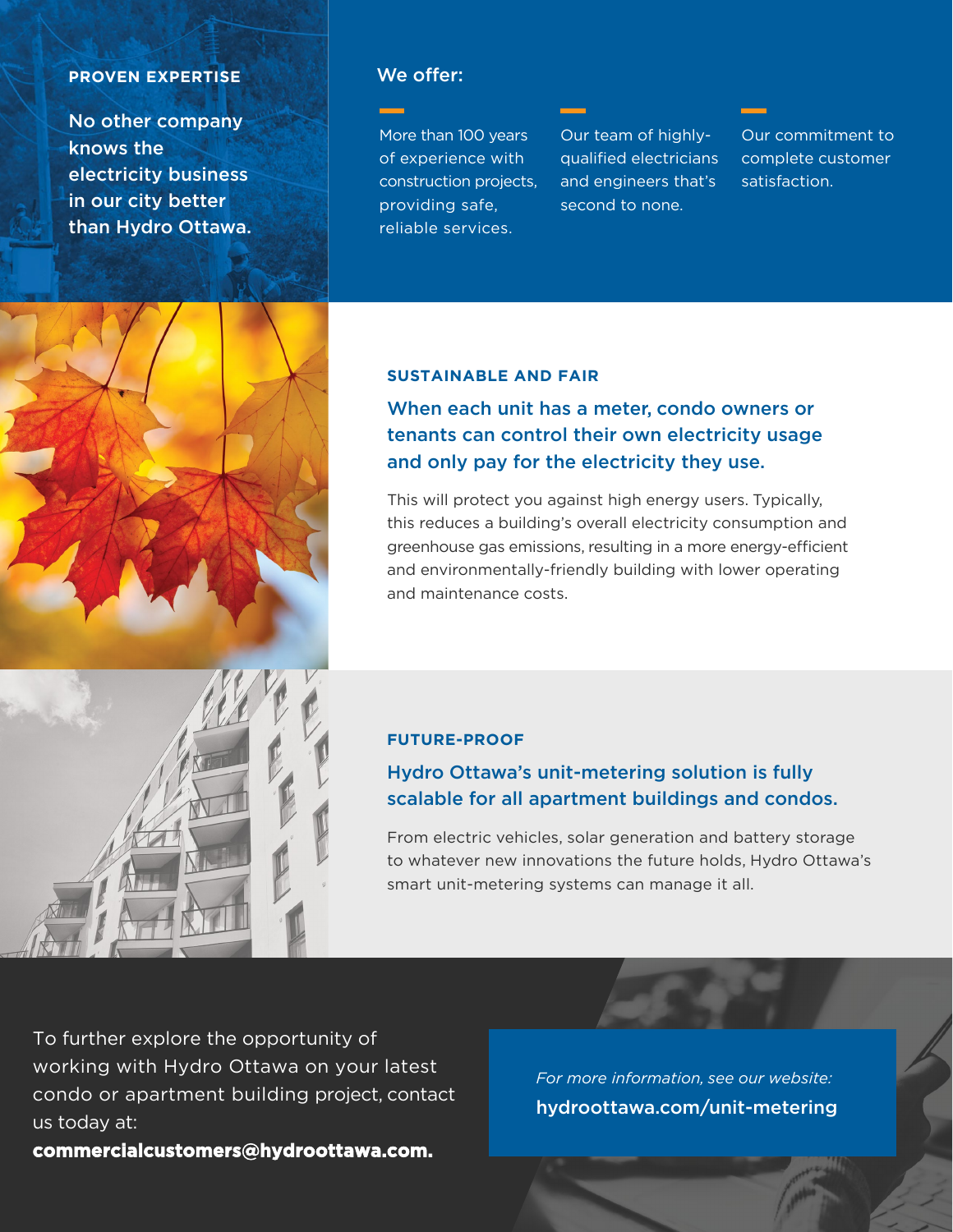## PROVEN EXPERTISE

No other company knows the electricity business in our city better than Hydro Ottawa.

We offer:

- More than 100 years of experience with construction projects, providing safe, reliable services.
- Our team of highly-qualified electricians and engineers that's second to none.
- Our commitment to complete customer satisfaction.

## SUSTAINABLE AND FAIR

### When each unit has a meter, condo owners or tenants can control their own electricity usage and only pay for the electricity they use.

This will protect you against high energy users. Typically, this reduces a building's overall electricity consumption and greenhouse gas emissions, resulting in a more energy-efficient and environmentally-friendly building with lower operating and maintenance costs.

## FUTURE-PROOF

### Hydro Ottawa's unit-metering solution is fully scalable for all apartment buildings and condos.

From electric vehicles, solar generation and battery storage to whatever new innovations the future holds, Hydro Ottawa's smart unit-metering systems can manage it all.

To further explore the opportunity of working with Hydro Ottawa on your latest condo or apartment building project, contact us today at:

**commercialcustomers@hydroottawa.com.**

*For more information, see our website:*

**hydroottawa.com/unit-metering**